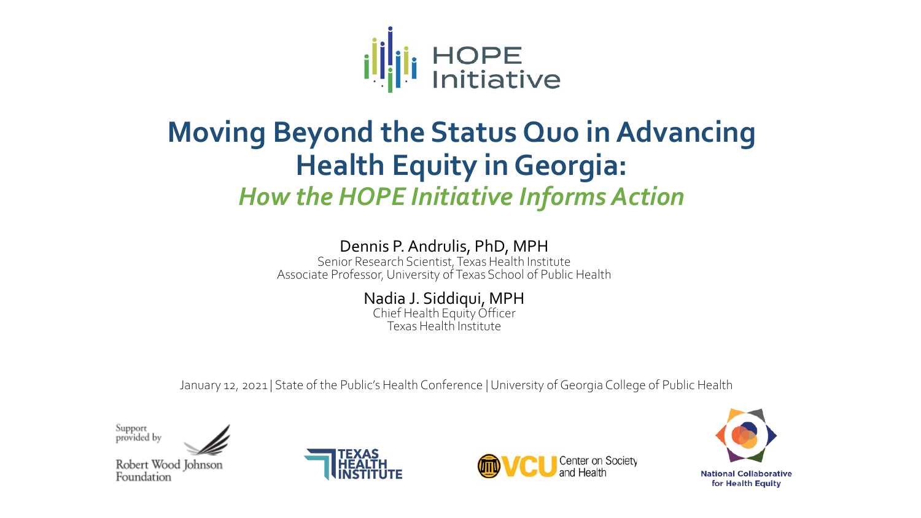HOPE Initiative

# Moving Beyond the Status Quo in Advancing Health Equity in Georgia:

## *How the HOPE Initiative Informs Action*

Dennis P. Andrulis, PhD, MPH
Senior Research Scientist, Texas Health Institute
Associate Professor, University of Texas School of Public Health

Nadia J. Siddiqui, MPH
Chief Health Equity Officer
Texas Health Institute

January 12, 2021 | State of the Public's Health Conference | University of Georgia College of Public Health

Support provided by Robert Wood Johnson Foundation

Texas Health Institute

VCU Center on Society and Health

National Collaborative for Health Equity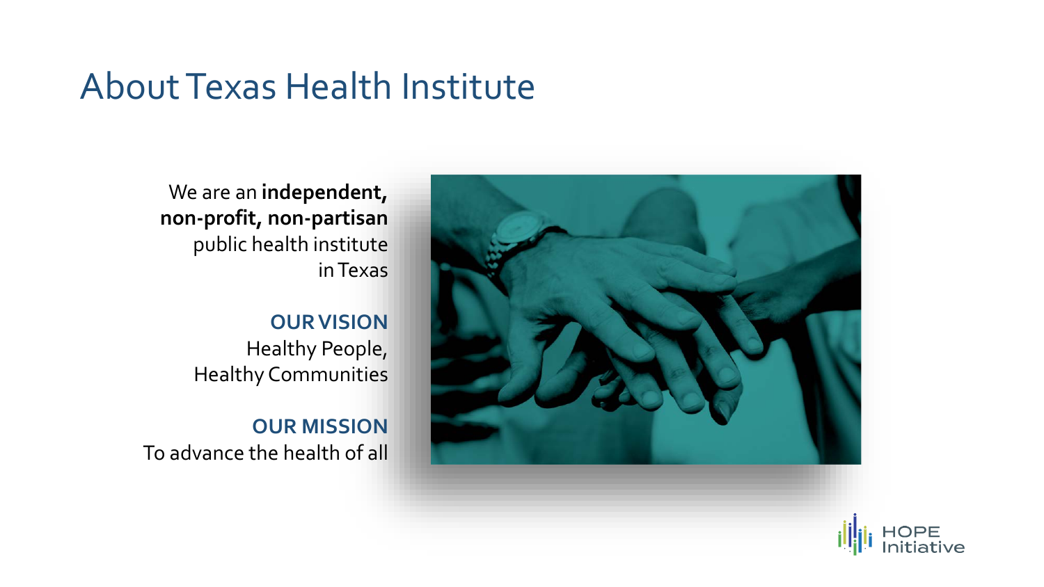# About Texas Health Institute

We are an **independent, non-profit, non-partisan** public health institute in Texas

**OUR VISION**
Healthy People, Healthy Communities

**OUR MISSION**
To advance the health of all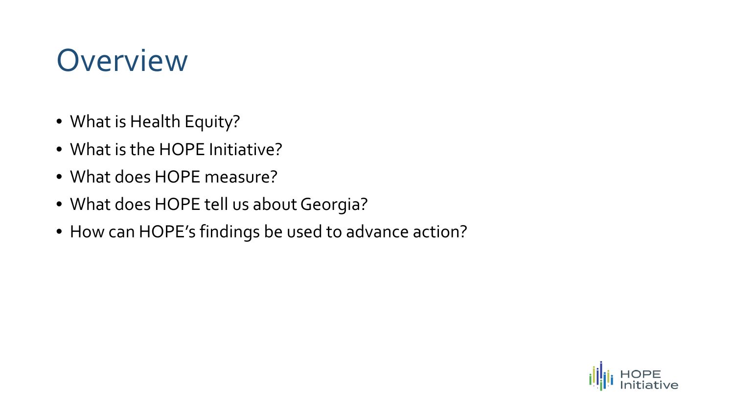# Overview

- What is Health Equity?
- What is the HOPE Initiative?
- What does HOPE measure?
- What does HOPE tell us about Georgia?
- How can HOPE's findings be used to advance action?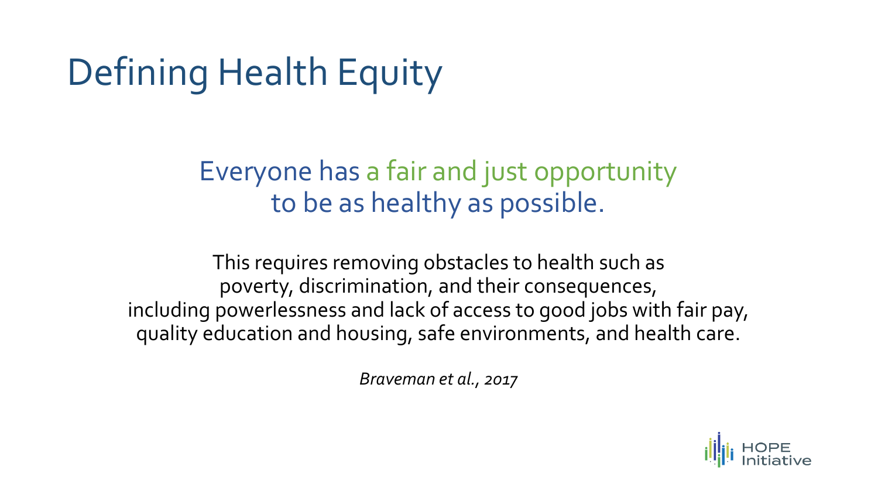# Defining Health Equity

Everyone has a fair and just opportunity to be as healthy as possible.

This requires removing obstacles to health such as poverty, discrimination, and their consequences, including powerlessness and lack of access to good jobs with fair pay, quality education and housing, safe environments, and health care.

*Braveman et al., 2017*

HOPE Initiative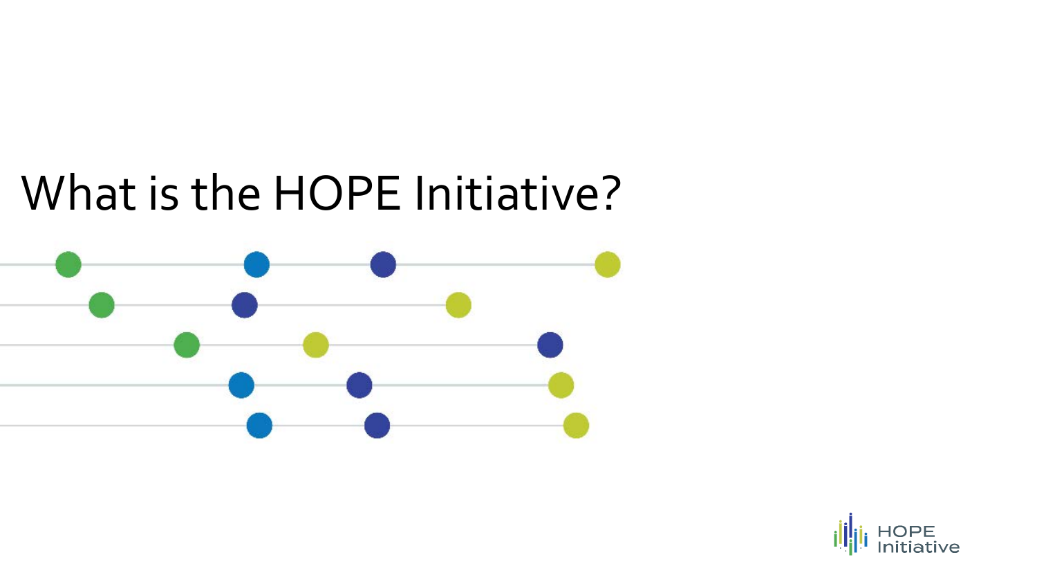# What is the HOPE Initiative?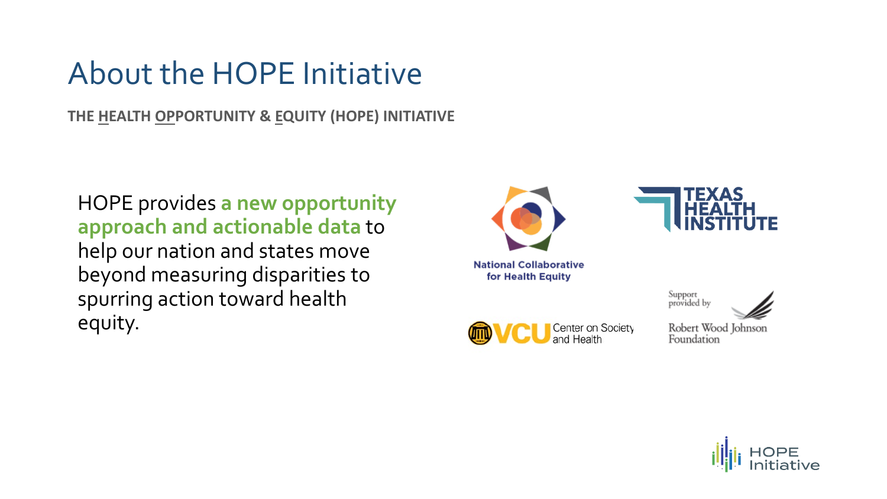# About the HOPE Initiative

**THE HEALTH OPPORTUNITY & EQUITY (HOPE) INITIATIVE**

HOPE provides **a new opportunity approach and actionable data** to help our nation and states move beyond measuring disparities to spurring action toward health equity.

National Collaborative for Health Equity

TEXAS HEALTH INSTITUTE

VCU Center on Society and Health

Support provided by Robert Wood Johnson Foundation

HOPE Initiative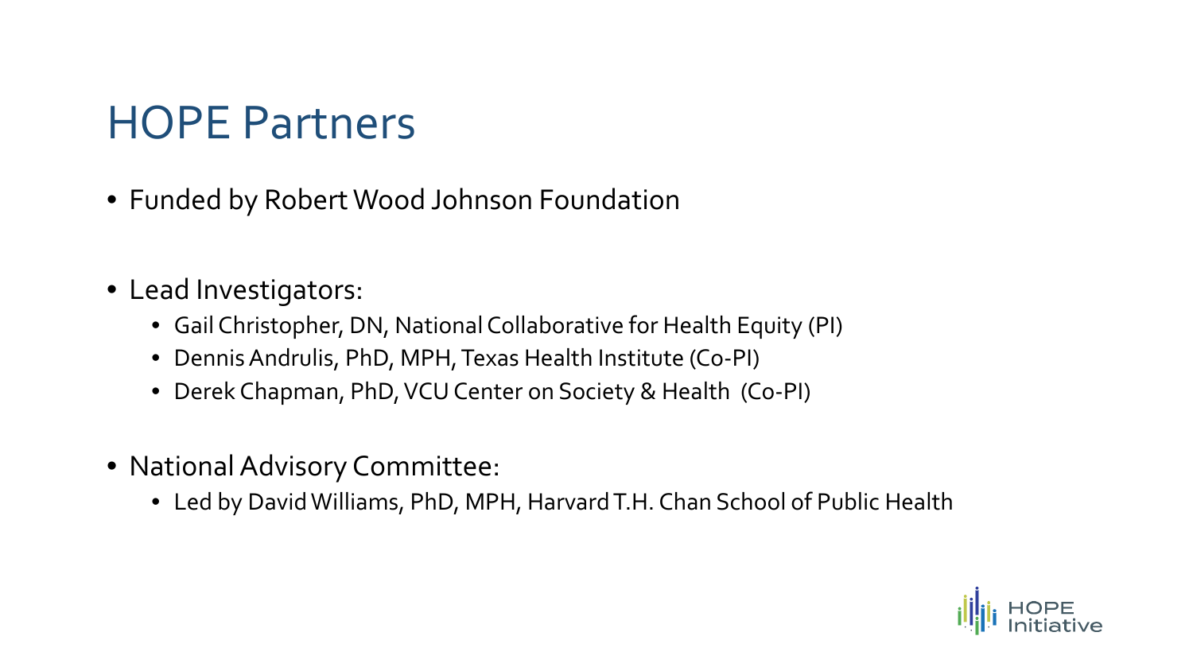# HOPE Partners

- Funded by Robert Wood Johnson Foundation

- Lead Investigators:
  - Gail Christopher, DN, National Collaborative for Health Equity (PI)
  - Dennis Andrulis, PhD, MPH, Texas Health Institute (Co-PI)
  - Derek Chapman, PhD, VCU Center on Society & Health (Co-PI)

- National Advisory Committee:
  - Led by David Williams, PhD, MPH, Harvard T.H. Chan School of Public Health

HOPE Initiative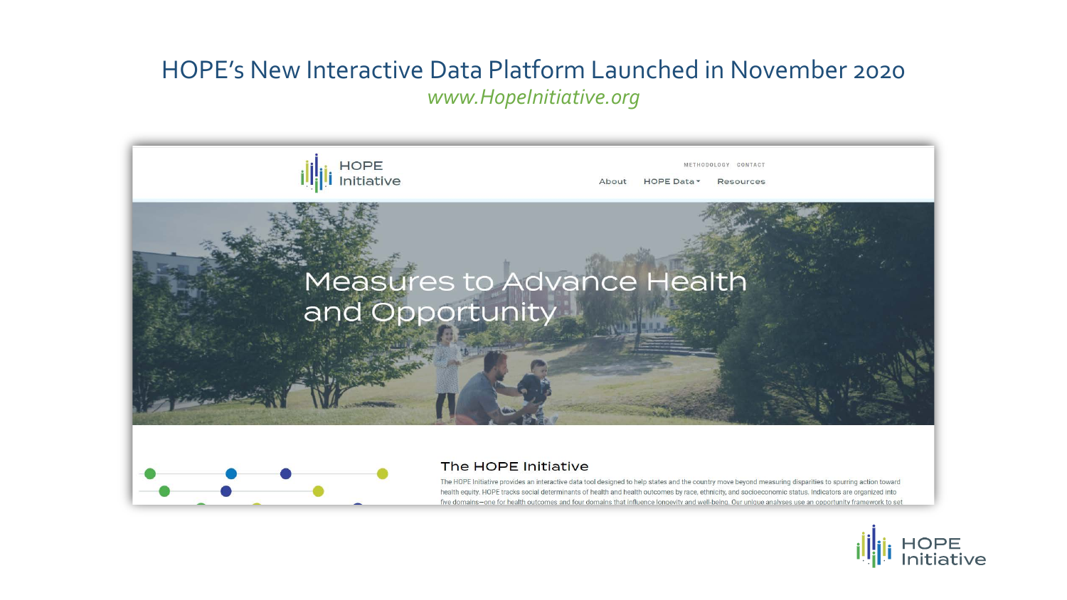# HOPE's New Interactive Data Platform Launched in November 2020

*www.HopeInitiative.org*

HOPE Initiative

METHODOLOGY CONTACT

About HOPE Data Resources

Measures to Advance Health and Opportunity

## The HOPE Initiative

The HOPE Initiative provides an interactive data tool designed to help states and the country move beyond measuring disparities to spurring action toward health equity. HOPE tracks social determinants of health and health outcomes by race, ethnicity, and socioeconomic status. Indicators are organized into five domains—one for health outcomes and four domains that influence longevity and well-being. Our unique analyses use an opportunity framework to set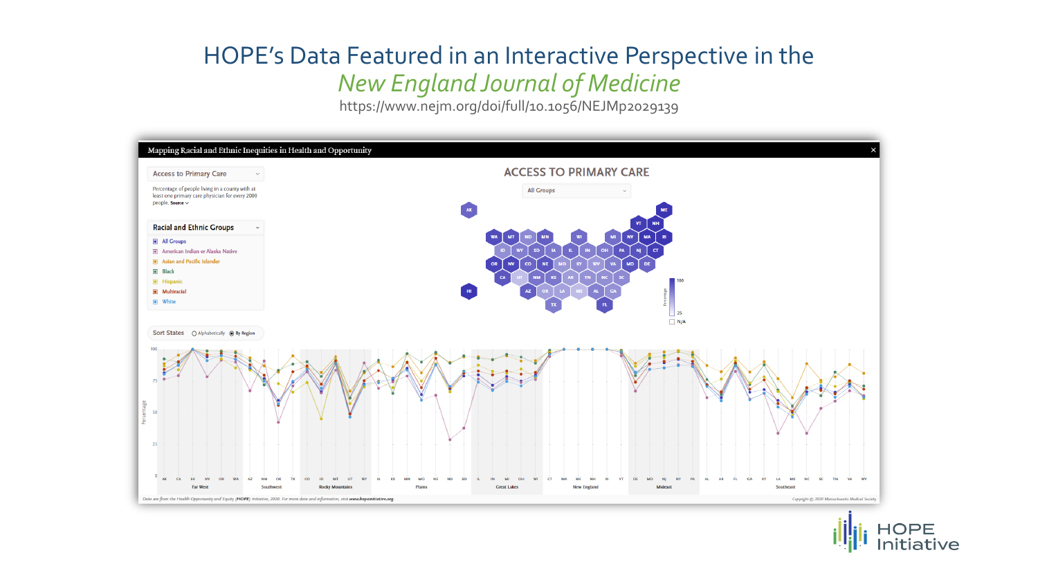# HOPE's Data Featured in an Interactive Perspective in the *New England Journal of Medicine*

https://www.nejm.org/doi/full/10.1056/NEJMp2029139

Mapping Racial and Ethnic Inequities in Health and Opportunity

## ACCESS TO PRIMARY CARE

Access to Primary Care

Percentage of people living in a county with at least one primary care physician for every 2000 people. Source

Racial and Ethnic Groups

- All Groups
- American Indian or Alaska Native
- Asian and Pacific Islander
- Black
- Hispanic
- Multiracial
- White

Sort States: Alphabetically / By Region

Data are from the Health Opportunity and Equity (HOPE) Initiative, 2020. For more data and information, visit www.hopeinitiative.org

Copyright © 2020 Massachusetts Medical Society

HOPE Initiative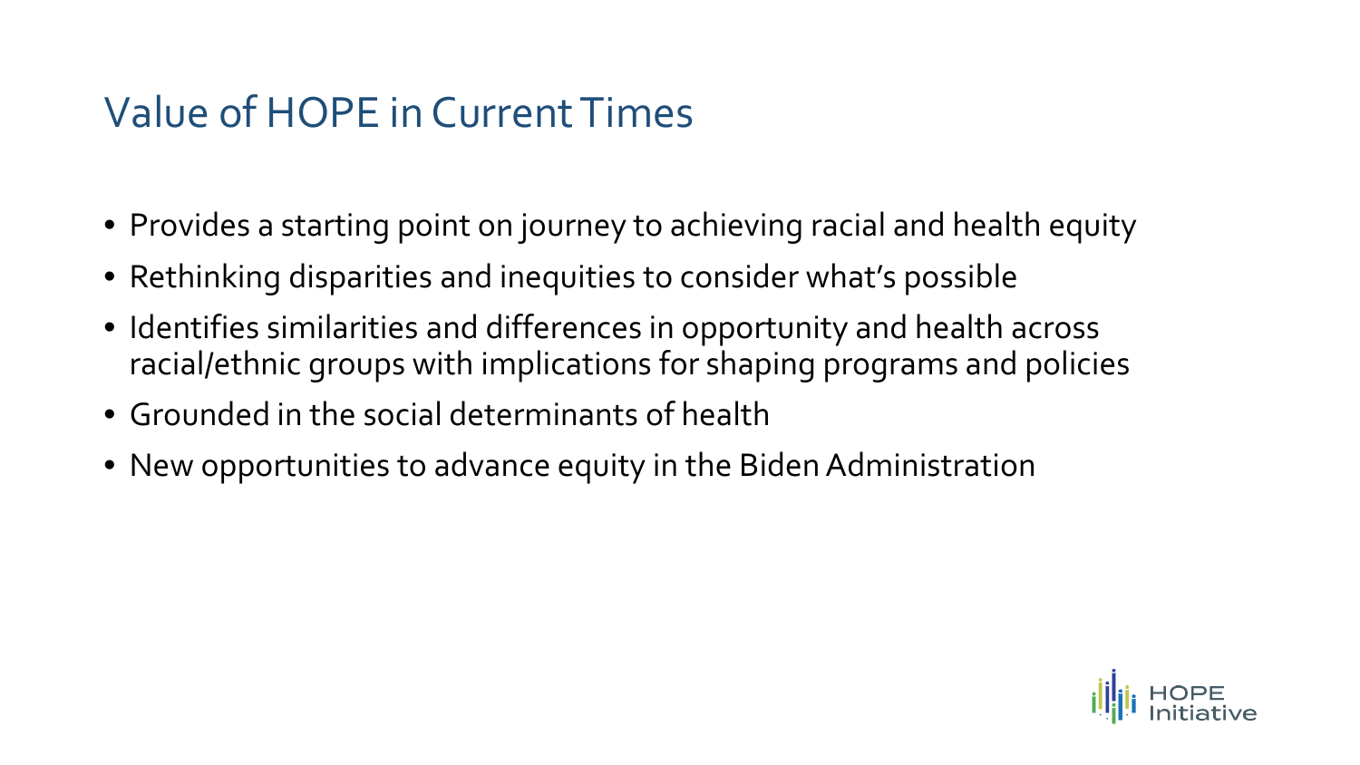# Value of HOPE in Current Times

- Provides a starting point on journey to achieving racial and health equity
- Rethinking disparities and inequities to consider what's possible
- Identifies similarities and differences in opportunity and health across racial/ethnic groups with implications for shaping programs and policies
- Grounded in the social determinants of health
- New opportunities to advance equity in the Biden Administration

HOPE Initiative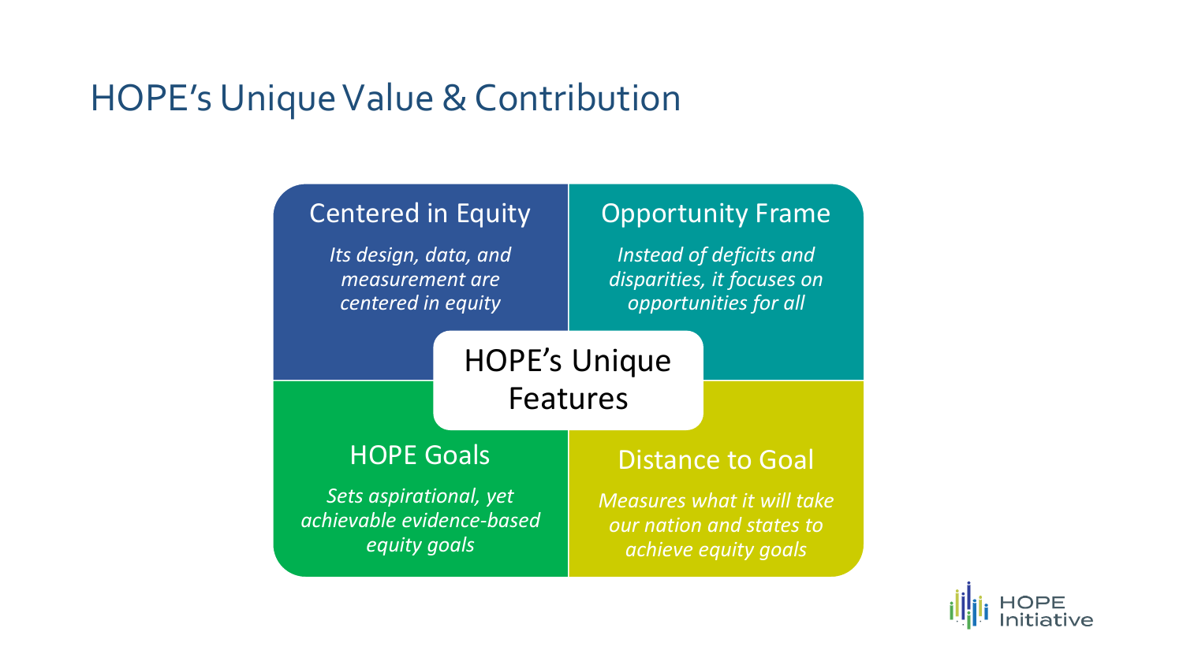# HOPE's Unique Value & Contribution

## HOPE's Unique Features

### Centered in Equity

*Its design, data, and measurement are centered in equity*

### Opportunity Frame

*Instead of deficits and disparities, it focuses on opportunities for all*

### HOPE Goals

*Sets aspirational, yet achievable evidence-based equity goals*

### Distance to Goal

*Measures what it will take our nation and states to achieve equity goals*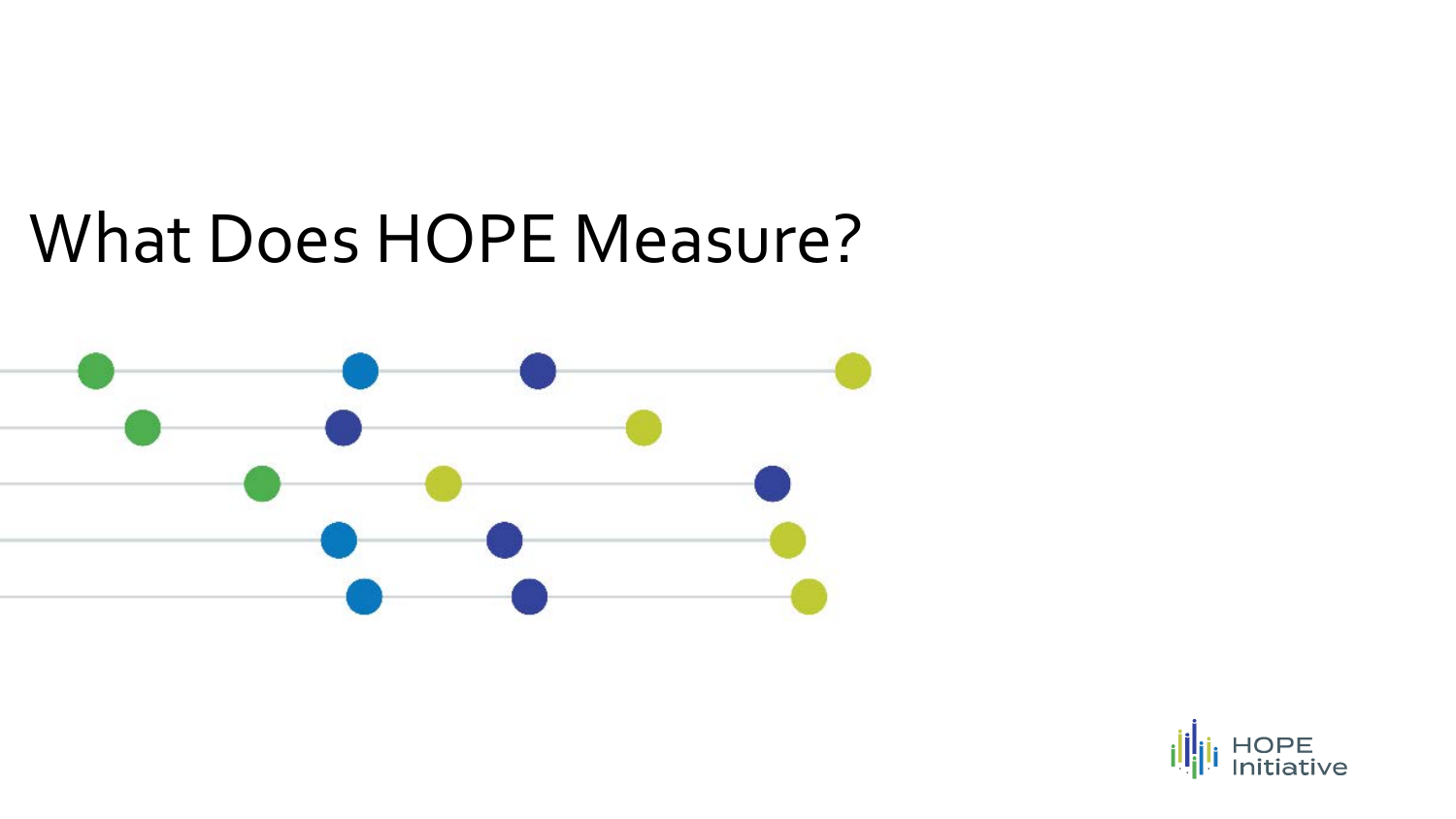# What Does HOPE Measure?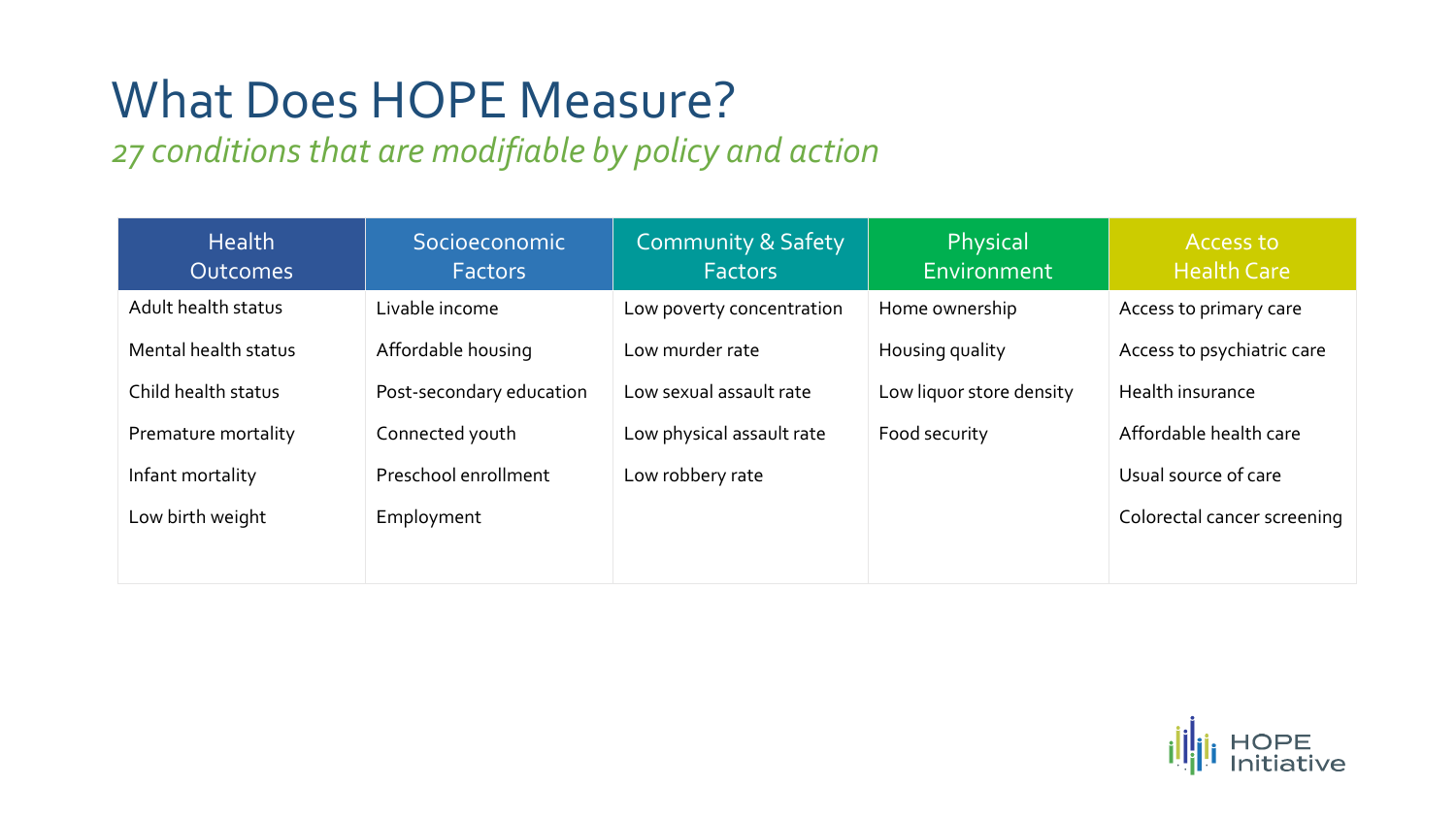# What Does HOPE Measure?

*27 conditions that are modifiable by policy and action*

| Health Outcomes | Socioeconomic Factors | Community & Safety Factors | Physical Environment | Access to Health Care |
|---|---|---|---|---|
| Adult health status | Livable income | Low poverty concentration | Home ownership | Access to primary care |
| Mental health status | Affordable housing | Low murder rate | Housing quality | Access to psychiatric care |
| Child health status | Post-secondary education | Low sexual assault rate | Low liquor store density | Health insurance |
| Premature mortality | Connected youth | Low physical assault rate | Food security | Affordable health care |
| Infant mortality | Preschool enrollment | Low robbery rate | | Usual source of care |
| Low birth weight | Employment | | | Colorectal cancer screening |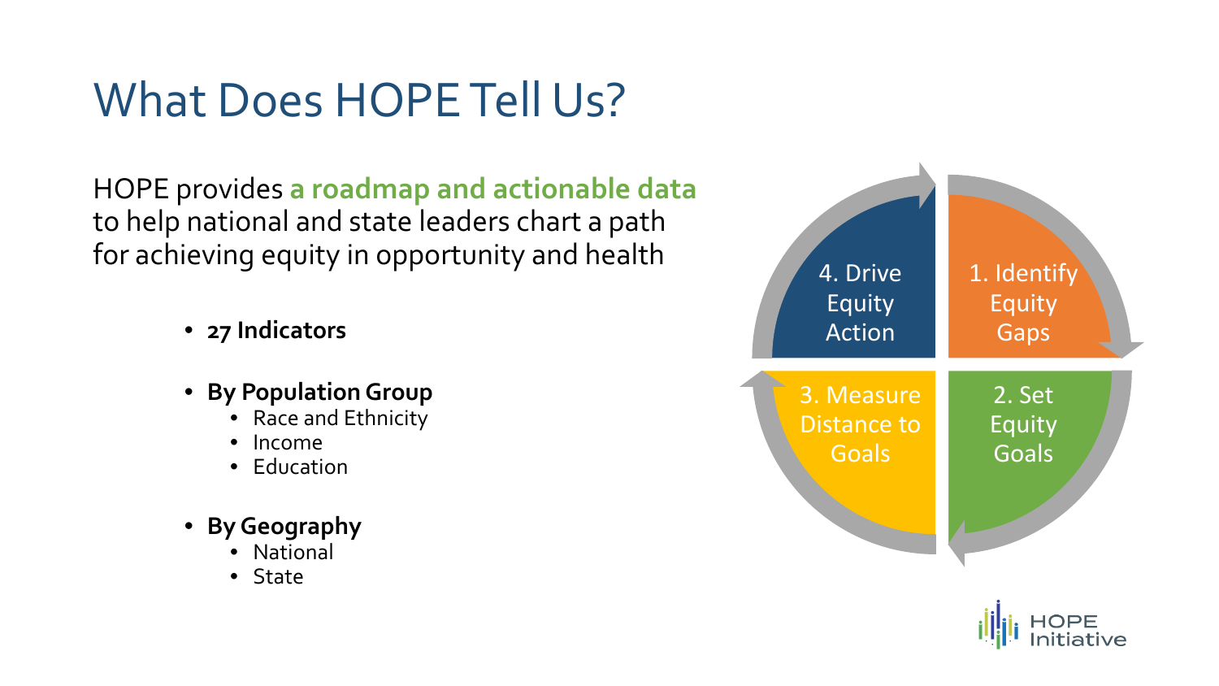# What Does HOPE Tell Us?

HOPE provides **a roadmap and actionable data** to help national and state leaders chart a path for achieving equity in opportunity and health

- **27 Indicators**
- **By Population Group**
  - Race and Ethnicity
  - Income
  - Education
- **By Geography**
  - National
  - State

1. Identify Equity Gaps
2. Set Equity Goals
3. Measure Distance to Goals
4. Drive Equity Action

HOPE Initiative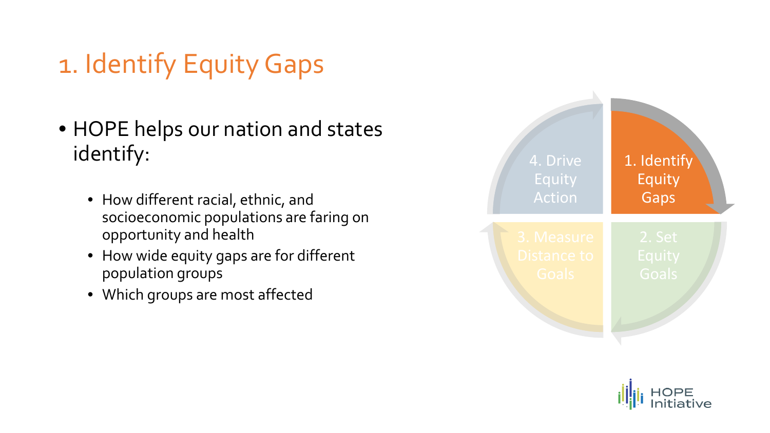# 1. Identify Equity Gaps

- HOPE helps our nation and states identify:
  - How different racial, ethnic, and socioeconomic populations are faring on opportunity and health
  - How wide equity gaps are for different population groups
  - Which groups are most affected

4. Drive Equity Action

1. Identify Equity Gaps

3. Measure Distance to Goals

2. Set Equity Goals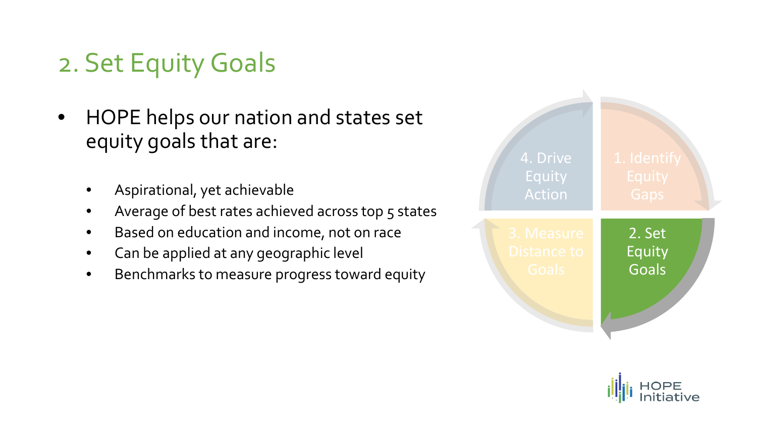# 2. Set Equity Goals

- HOPE helps our nation and states set equity goals that are:
  - Aspirational, yet achievable
  - Average of best rates achieved across top 5 states
  - Based on education and income, not on race
  - Can be applied at any geographic level
  - Benchmarks to measure progress toward equity

4. Drive Equity Action

1. Identify Equity Gaps

3. Measure Distance to Goals

2. Set Equity Goals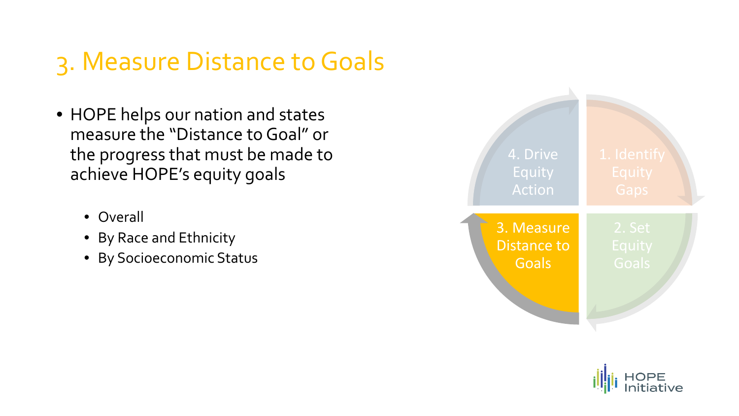# 3. Measure Distance to Goals

- HOPE helps our nation and states measure the "Distance to Goal" or the progress that must be made to achieve HOPE's equity goals
  - Overall
  - By Race and Ethnicity
  - By Socioeconomic Status

4. Drive Equity Action

1. Identify Equity Gaps

3. Measure Distance to Goals

2. Set Equity Goals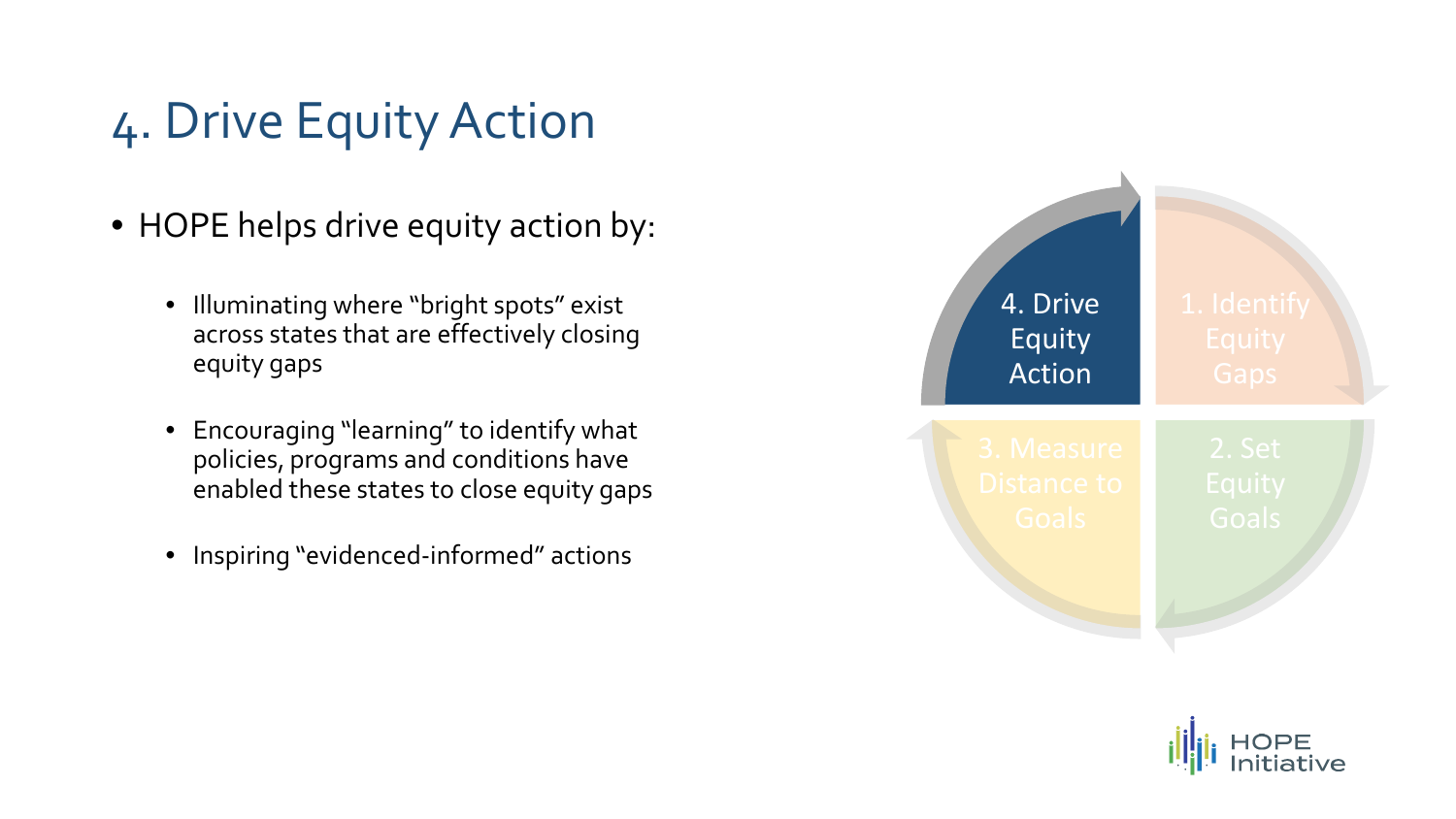# 4. Drive Equity Action

- HOPE helps drive equity action by:
  - Illuminating where "bright spots" exist across states that are effectively closing equity gaps
  - Encouraging "learning" to identify what policies, programs and conditions have enabled these states to close equity gaps
  - Inspiring "evidenced-informed" actions

4. Drive Equity Action

1. Identify Equity Gaps

2. Set Equity Goals

3. Measure Distance to Goals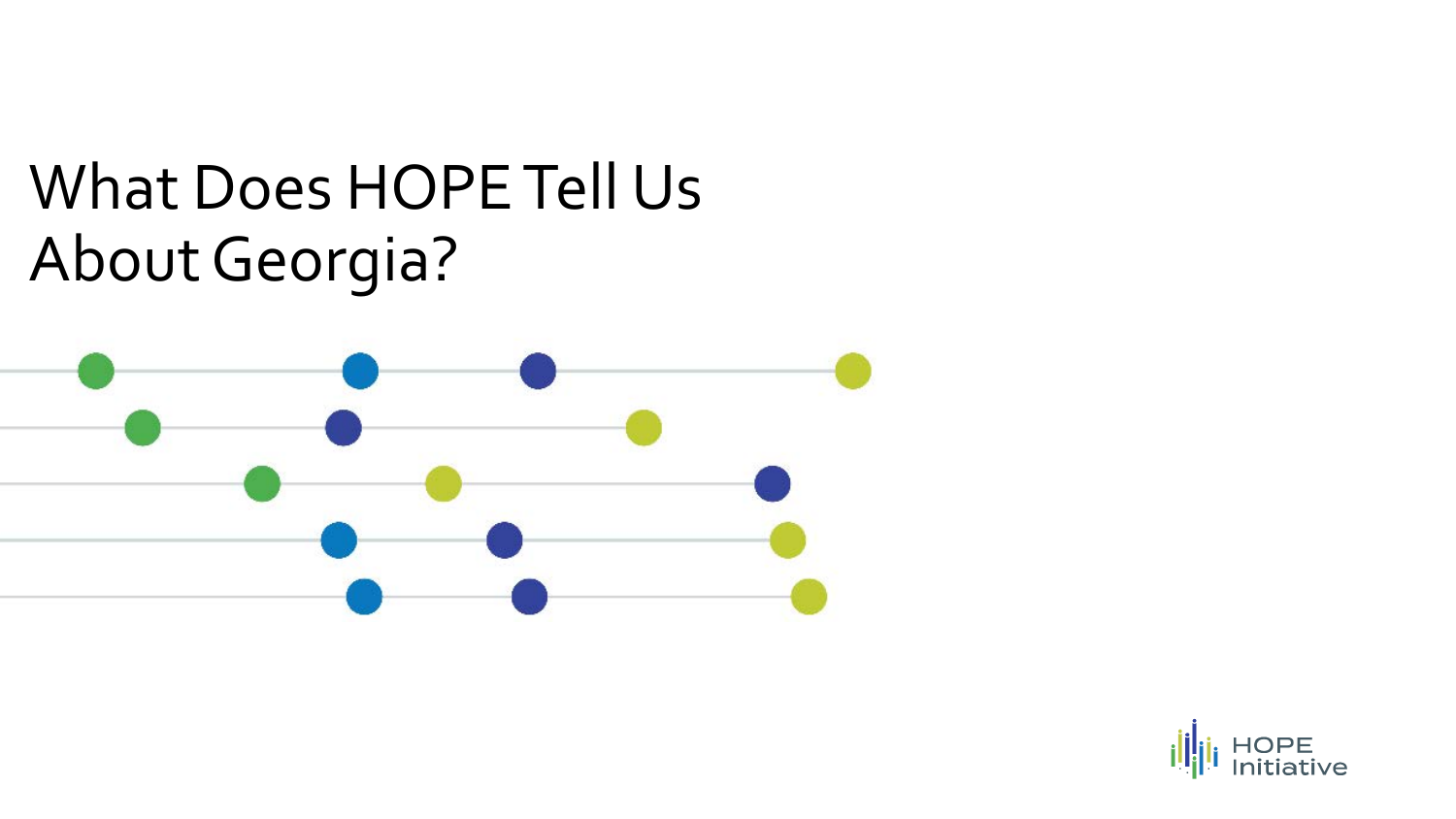# What Does HOPE Tell Us About Georgia?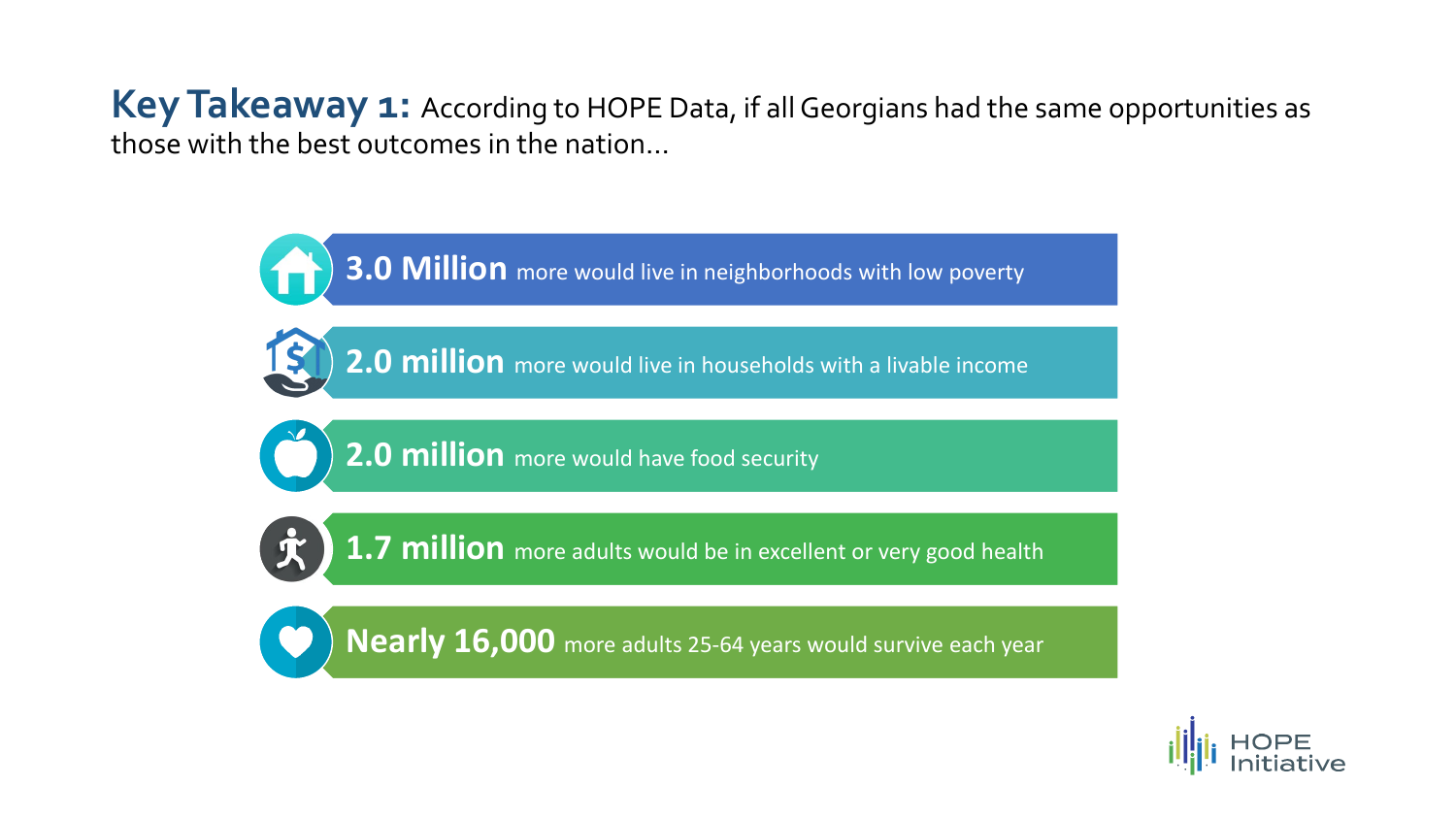**Key Takeaway 1:** According to HOPE Data, if all Georgians had the same opportunities as those with the best outcomes in the nation…

- **3.0 Million** more would live in neighborhoods with low poverty
- **2.0 million** more would live in households with a livable income
- **2.0 million** more would have food security
- **1.7 million** more adults would be in excellent or very good health
- **Nearly 16,000** more adults 25-64 years would survive each year

HOPE Initiative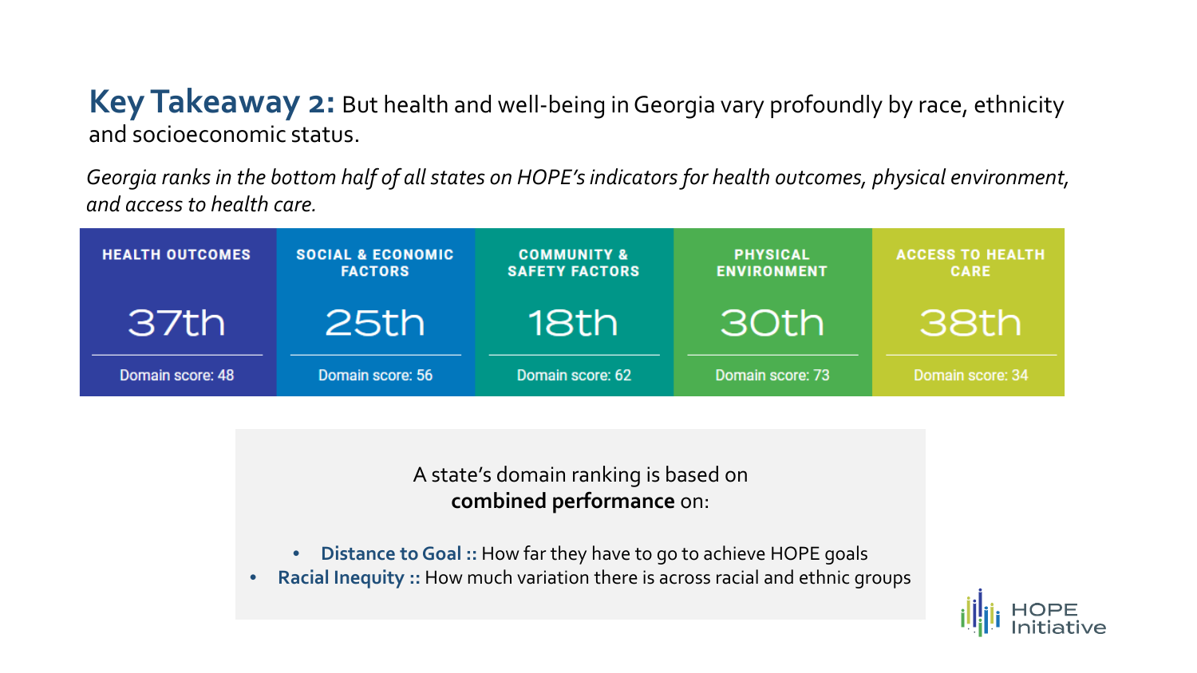## **Key Takeaway 2:** But health and well-being in Georgia vary profoundly by race, ethnicity and socioeconomic status.

*Georgia ranks in the bottom half of all states on HOPE's indicators for health outcomes, physical environment, and access to health care.*

| HEALTH OUTCOMES | SOCIAL & ECONOMIC FACTORS | COMMUNITY & SAFETY FACTORS | PHYSICAL ENVIRONMENT | ACCESS TO HEALTH CARE |
|---|---|---|---|---|
| 37th | 25th | 18th | 30th | 38th |
| Domain score: 48 | Domain score: 56 | Domain score: 62 | Domain score: 73 | Domain score: 34 |

A state's domain ranking is based on **combined performance** on:

- **Distance to Goal ::** How far they have to go to achieve HOPE goals
- **Racial Inequity ::** How much variation there is across racial and ethnic groups

HOPE Initiative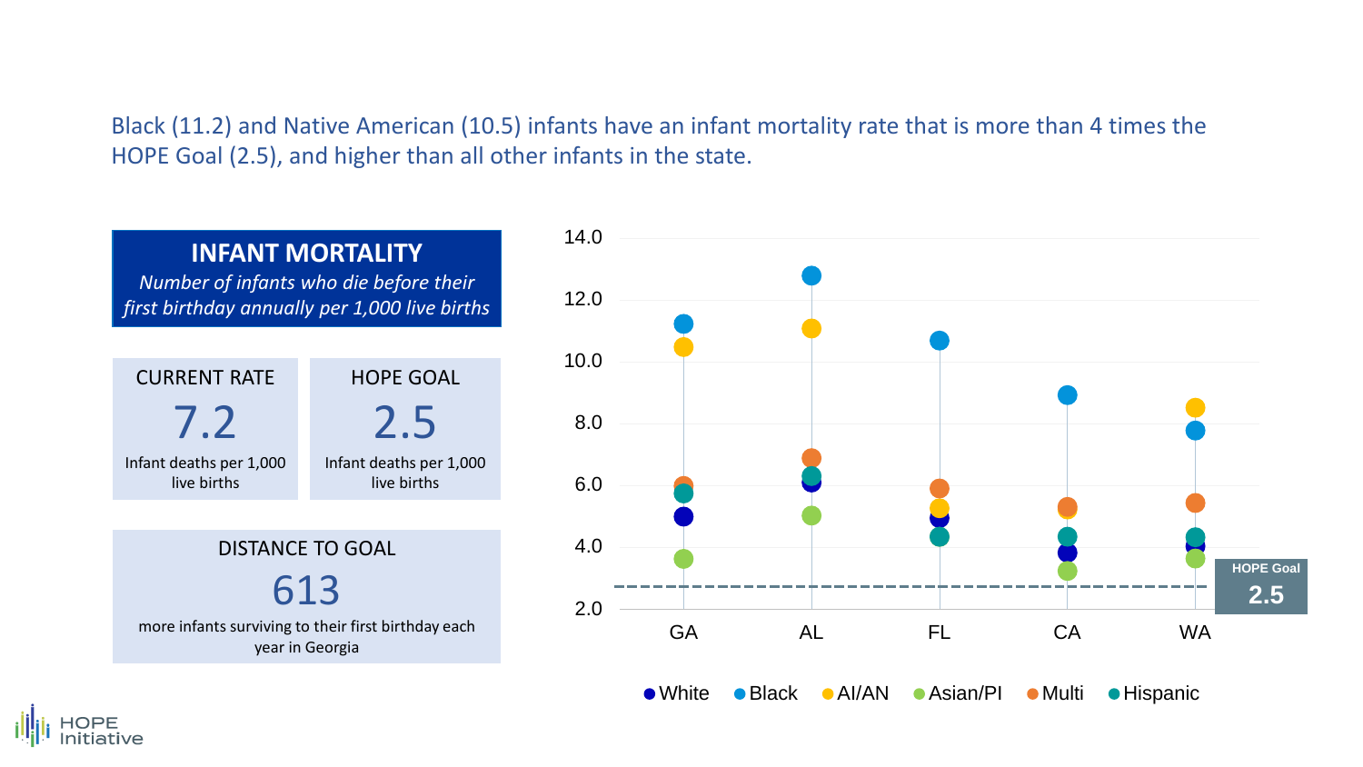Black (11.2) and Native American (10.5) infants have an infant mortality rate that is more than 4 times the HOPE Goal (2.5), and higher than all other infants in the state.

## INFANT MORTALITY

*Number of infants who die before their first birthday annually per 1,000 live births*

| CURRENT RATE | HOPE GOAL |
|---|---|
| 7.2 | 2.5 |
| Infant deaths per 1,000 live births | Infant deaths per 1,000 live births |

**DISTANCE TO GOAL**

613

more infants surviving to their first birthday each year in Georgia

HOPE Goal 2.5

Legend: White, Black, AI/AN, Asian/PI, Multi, Hispanic

States: GA, AL, FL, CA, WA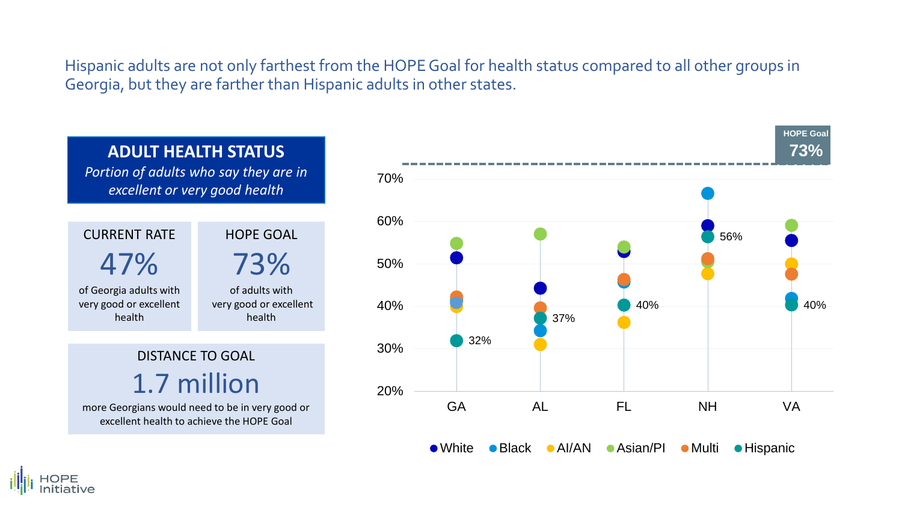Hispanic adults are not only farthest from the HOPE Goal for health status compared to all other groups in Georgia, but they are farther than Hispanic adults in other states.

## ADULT HEALTH STATUS

*Portion of adults who say they are in excellent or very good health*

| CURRENT RATE | HOPE GOAL |
|---|---|
| 47% | 73% |
| of Georgia adults with very good or excellent health | of adults with very good or excellent health |

**DISTANCE TO GOAL**

**1.7 million**

more Georgians would need to be in very good or excellent health to achieve the HOPE Goal

HOPE Goal 73%

70%
60%
50%
40%
30%
20%

GA: 32%
AL: 37%
FL: 40%
NH: 56%
VA: 40%

White · Black · AI/AN · Asian/PI · Multi · Hispanic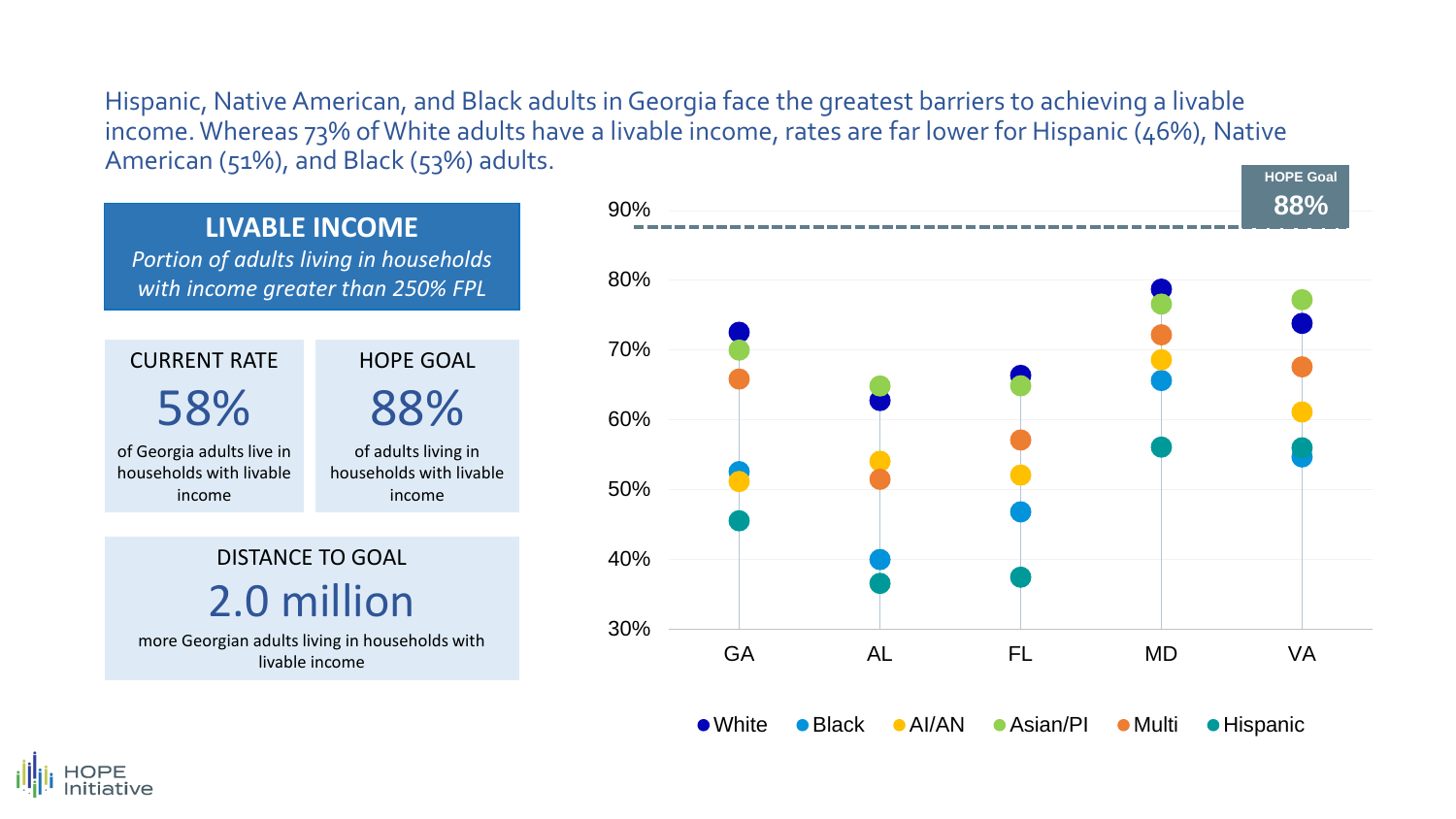Hispanic, Native American, and Black adults in Georgia face the greatest barriers to achieving a livable income. Whereas 73% of White adults have a livable income, rates are far lower for Hispanic (46%), Native American (51%), and Black (53%) adults.

## LIVABLE INCOME

*Portion of adults living in households with income greater than 250% FPL*

**CURRENT RATE**

58%

of Georgia adults live in households with livable income

**HOPE GOAL**

88%

of adults living in households with livable income

**DISTANCE TO GOAL**

2.0 million

more Georgian adults living in households with livable income

HOPE Goal 88%

GA AL FL MD VA

White, Black, AI/AN, Asian/PI, Multi, Hispanic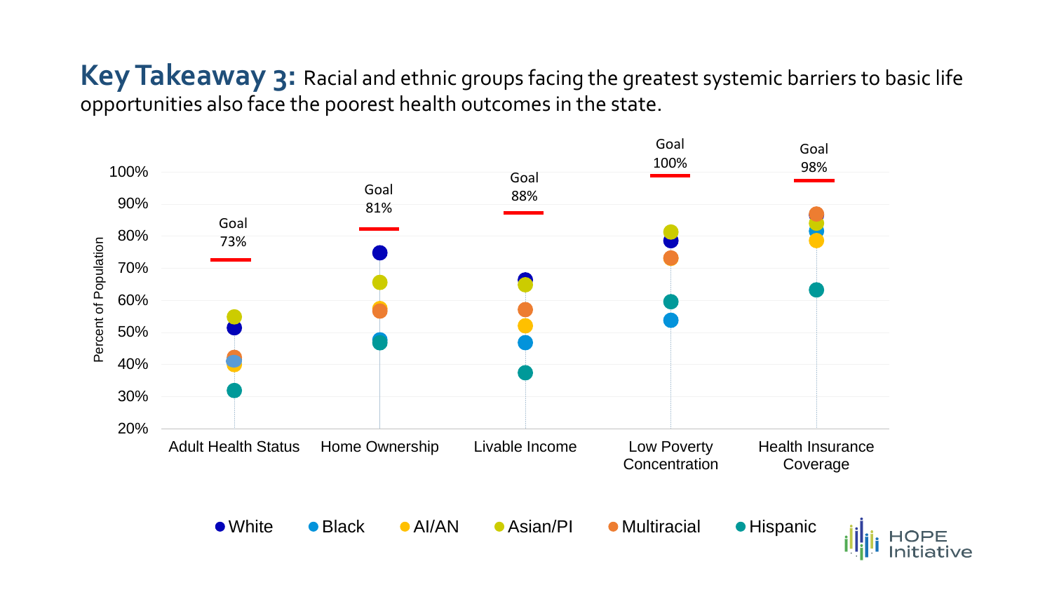**Key Takeaway 3:** Racial and ethnic groups facing the greatest systemic barriers to basic life opportunities also face the poorest health outcomes in the state.

Percent of Population

| | Adult Health Status | Home Ownership | Livable Income | Low Poverty Concentration | Health Insurance Coverage |
|---|---|---|---|---|---|
| Goal | 73% | 81% | 88% | 100% | 98% |

White · Black · AI/AN · Asian/PI · Multiracial · Hispanic

HOPE Initiative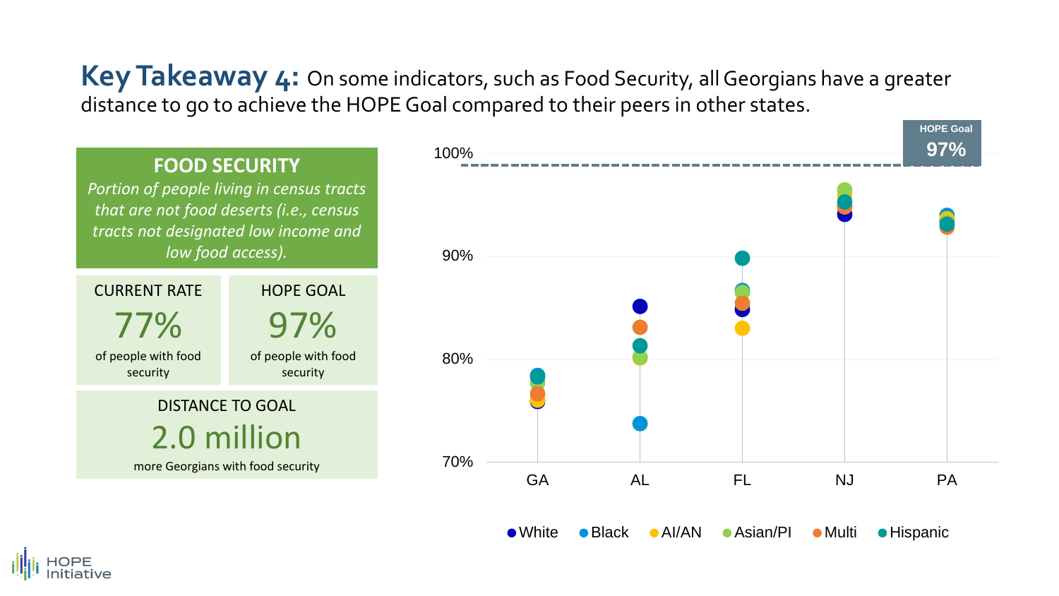# Key Takeaway 4: On some indicators, such as Food Security, all Georgians have a greater distance to go to achieve the HOPE Goal compared to their peers in other states.

## FOOD SECURITY

*Portion of people living in census tracts that are not food deserts (i.e., census tracts not designated low income and low food access).*

| CURRENT RATE | HOPE GOAL |
| --- | --- |
| 77% of people with food security | 97% of people with food security |

**DISTANCE TO GOAL**

2.0 million more Georgians with food security

HOPE Goal 97%

100%
90%
80%
70%

GA AL FL NJ PA

White Black AI/AN Asian/PI Multi Hispanic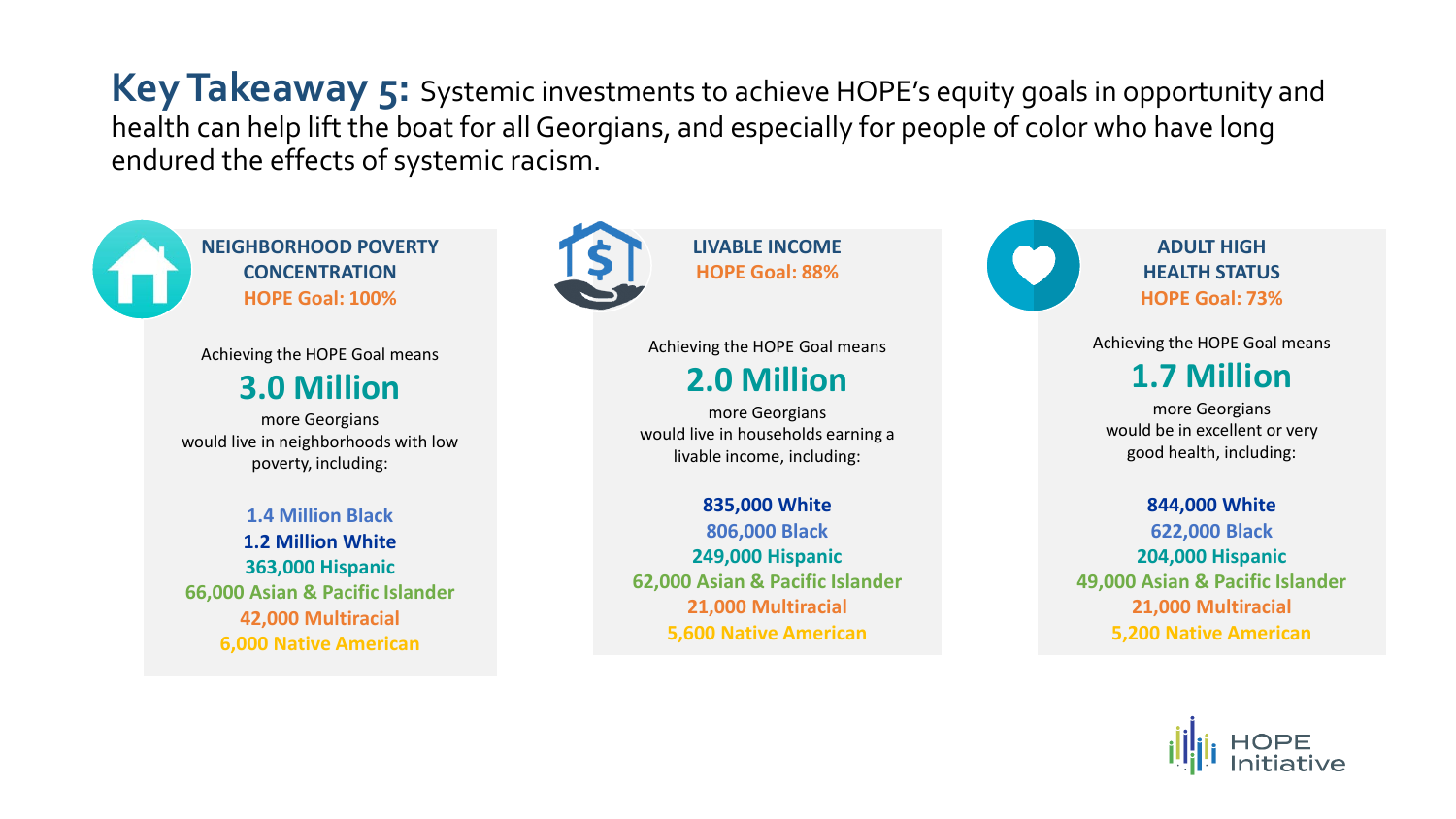## **Key Takeaway 5:** Systemic investments to achieve HOPE's equity goals in opportunity and health can help lift the boat for all Georgians, and especially for people of color who have long endured the effects of systemic racism.

### NEIGHBORHOOD POVERTY CONCENTRATION

**HOPE Goal: 100%**

Achieving the HOPE Goal means

**3.0 Million**

more Georgians would live in neighborhoods with low poverty, including:

- **1.4 Million Black**
- **1.2 Million White**
- **363,000 Hispanic**
- **66,000 Asian & Pacific Islander**
- **42,000 Multiracial**
- **6,000 Native American**

### LIVABLE INCOME

**HOPE Goal: 88%**

Achieving the HOPE Goal means

**2.0 Million**

more Georgians would live in households earning a livable income, including:

- **835,000 White**
- **806,000 Black**
- **249,000 Hispanic**
- **62,000 Asian & Pacific Islander**
- **21,000 Multiracial**
- **5,600 Native American**

### ADULT HIGH HEALTH STATUS

**HOPE Goal: 73%**

Achieving the HOPE Goal means

**1.7 Million**

more Georgians would be in excellent or very good health, including:

- **844,000 White**
- **622,000 Black**
- **204,000 Hispanic**
- **49,000 Asian & Pacific Islander**
- **21,000 Multiracial**
- **5,200 Native American**

HOPE Initiative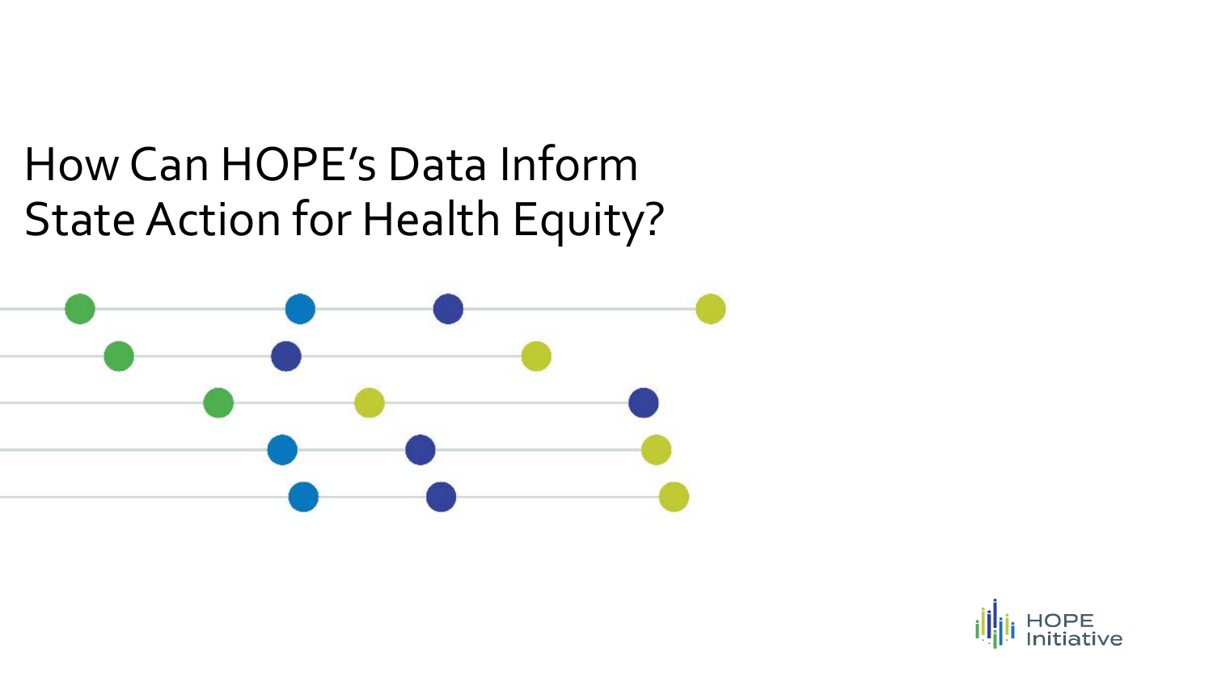# How Can HOPE's Data Inform State Action for Health Equity?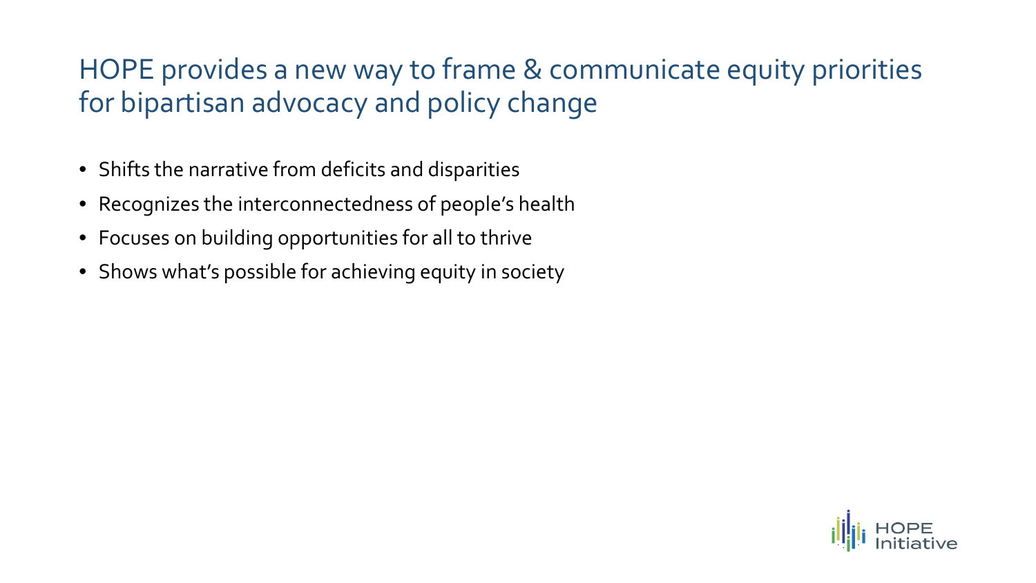# HOPE provides a new way to frame & communicate equity priorities for bipartisan advocacy and policy change

- Shifts the narrative from deficits and disparities
- Recognizes the interconnectedness of people's health
- Focuses on building opportunities for all to thrive
- Shows what's possible for achieving equity in society

HOPE Initiative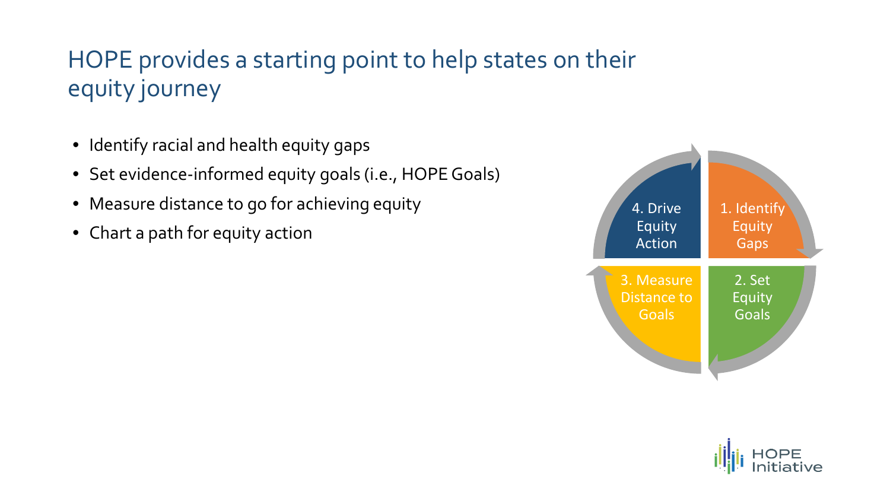# HOPE provides a starting point to help states on their equity journey

- Identify racial and health equity gaps
- Set evidence-informed equity goals (i.e., HOPE Goals)
- Measure distance to go for achieving equity
- Chart a path for equity action

1. Identify Equity Gaps
2. Set Equity Goals
3. Measure Distance to Goals
4. Drive Equity Action

HOPE Initiative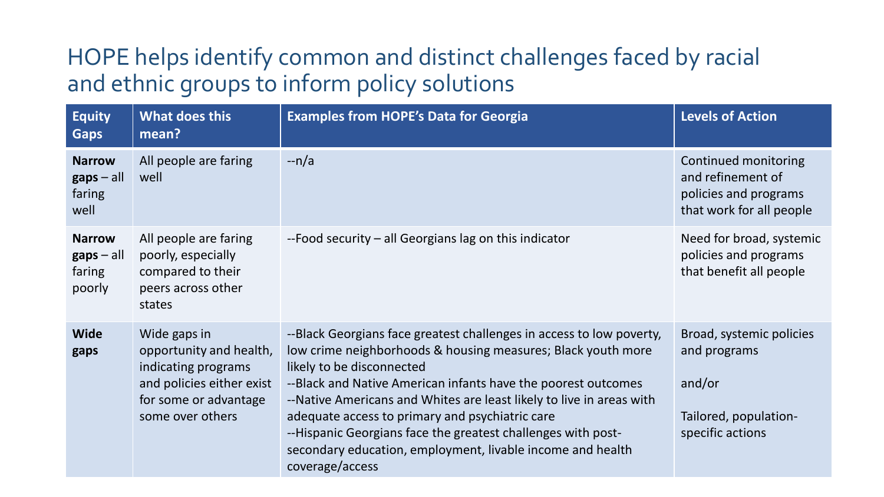# HOPE helps identify common and distinct challenges faced by racial and ethnic groups to inform policy solutions

| Equity Gaps | What does this mean? | Examples from HOPE's Data for Georgia | Levels of Action |
|---|---|---|---|
| **Narrow gaps** – all faring well | All people are faring well | --n/a | Continued monitoring and refinement of policies and programs that work for all people |
| **Narrow gaps** – all faring poorly | All people are faring poorly, especially compared to their peers across other states | --Food security – all Georgians lag on this indicator | Need for broad, systemic policies and programs that benefit all people |
| **Wide gaps** | Wide gaps in opportunity and health, indicating programs and policies either exist for some or advantage some over others | --Black Georgians face greatest challenges in access to low poverty, low crime neighborhoods & housing measures; Black youth more likely to be disconnected<br>--Black and Native American infants have the poorest outcomes<br>--Native Americans and Whites are least likely to live in areas with adequate access to primary and psychiatric care<br>--Hispanic Georgians face the greatest challenges with post-secondary education, employment, livable income and health coverage/access | Broad, systemic policies and programs<br><br>and/or<br><br>Tailored, population-specific actions |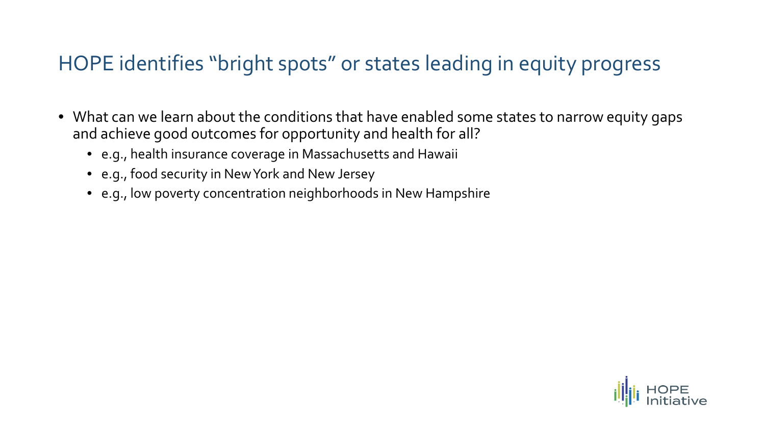# HOPE identifies "bright spots" or states leading in equity progress

- What can we learn about the conditions that have enabled some states to narrow equity gaps and achieve good outcomes for opportunity and health for all?
  - e.g., health insurance coverage in Massachusetts and Hawaii
  - e.g., food security in New York and New Jersey
  - e.g., low poverty concentration neighborhoods in New Hampshire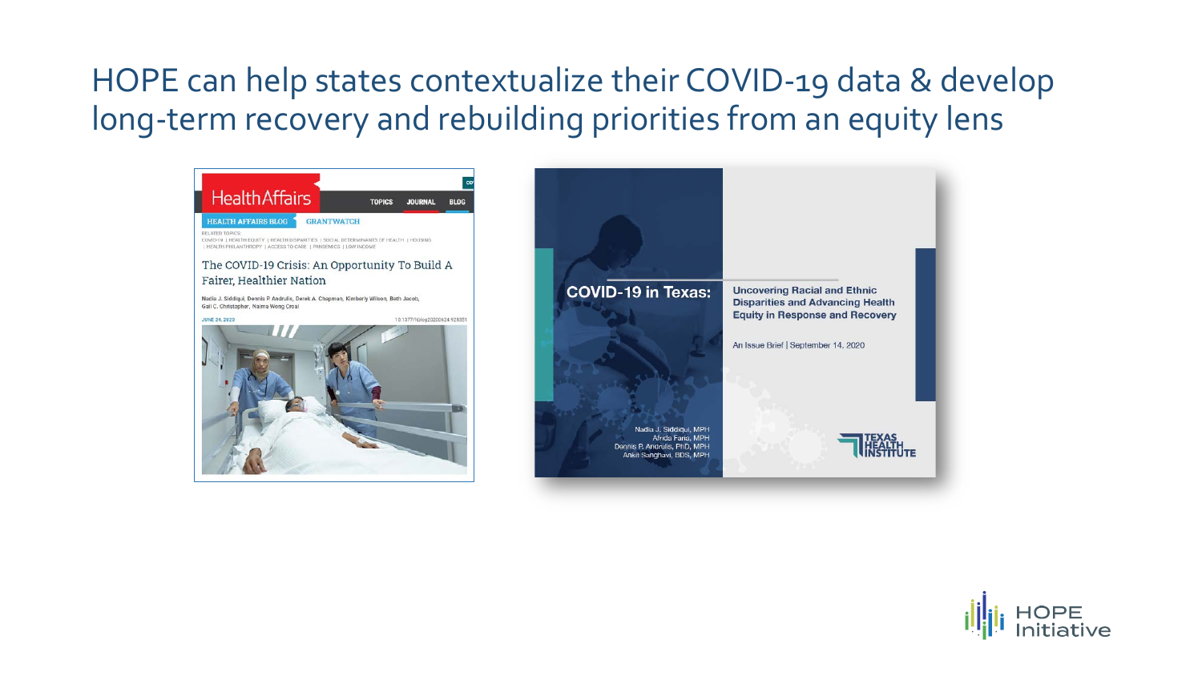# HOPE can help states contextualize their COVID-19 data & develop long-term recovery and rebuilding priorities from an equity lens

Health Affairs

TOPICS JOURNAL BLOG

HEALTH AFFAIRS BLOG GRANTWATCH

RELATED TOPICS:
COVID-19 | HEALTH EQUITY | HEALTH DISPARITIES | SOCIAL DETERMINANTS OF HEALTH | HOUSING | HEALTH PHILANTHROPY | ACCESS TO CARE | PANDEMICS | LOW INCOME

The COVID-19 Crisis: An Opportunity To Build A Fairer, Healthier Nation

Nadia J. Siddiqui, Dennis P. Andrulis, Derek A. Chapman, Kimberly Wilson, Beth Jacob, Gail C. Christopher, Naima Wong Cloud

JUNE 24, 2020

10.1377/hblog20200624.928351

**COVID-19 in Texas:** Uncovering Racial and Ethnic Disparities and Advancing Health Equity in Response and Recovery

An Issue Brief | September 14, 2020

Nadia J. Siddiqui, MPH
Afrida Faria, MPH
Dennis P. Andrulis, PhD, MPH
Ankit Sanghavi, BDS, MPH

TEXAS HEALTH INSTITUTE

HOPE Initiative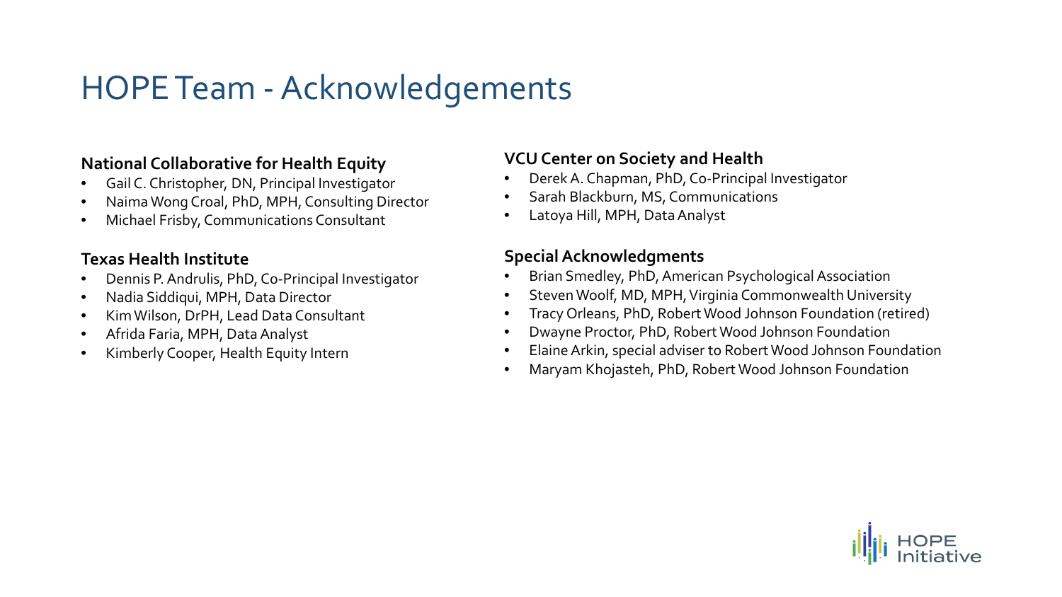# HOPE Team - Acknowledgements

**National Collaborative for Health Equity**

- Gail C. Christopher, DN, Principal Investigator
- Naima Wong Croal, PhD, MPH, Consulting Director
- Michael Frisby, Communications Consultant

**Texas Health Institute**

- Dennis P. Andrulis, PhD, Co-Principal Investigator
- Nadia Siddiqui, MPH, Data Director
- Kim Wilson, DrPH, Lead Data Consultant
- Afrida Faria, MPH, Data Analyst
- Kimberly Cooper, Health Equity Intern

**VCU Center on Society and Health**

- Derek A. Chapman, PhD, Co-Principal Investigator
- Sarah Blackburn, MS, Communications
- Latoya Hill, MPH, Data Analyst

**Special Acknowledgments**

- Brian Smedley, PhD, American Psychological Association
- Steven Woolf, MD, MPH, Virginia Commonwealth University
- Tracy Orleans, PhD, Robert Wood Johnson Foundation (retired)
- Dwayne Proctor, PhD, Robert Wood Johnson Foundation
- Elaine Arkin, special adviser to Robert Wood Johnson Foundation
- Maryam Khojasteh, PhD, Robert Wood Johnson Foundation

HOPE Initiative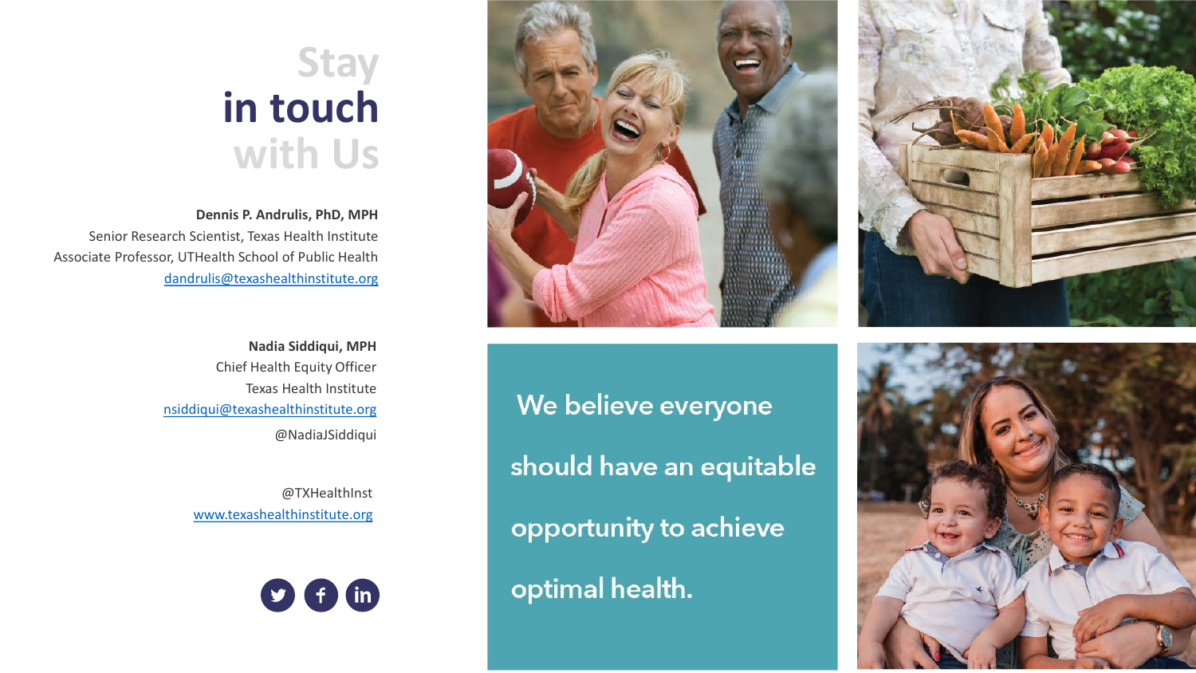# Stay in touch with Us

**Dennis P. Andrulis, PhD, MPH**
Senior Research Scientist, Texas Health Institute
Associate Professor, UTHealth School of Public Health
dandrulis@texashealthinstitute.org

**Nadia Siddiqui, MPH**
Chief Health Equity Officer
Texas Health Institute
nsiddiqui@texashealthinstitute.org
@NadiaJSiddiqui

@TXHealthInst
www.texashealthinstitute.org

We believe everyone should have an equitable opportunity to achieve optimal health.